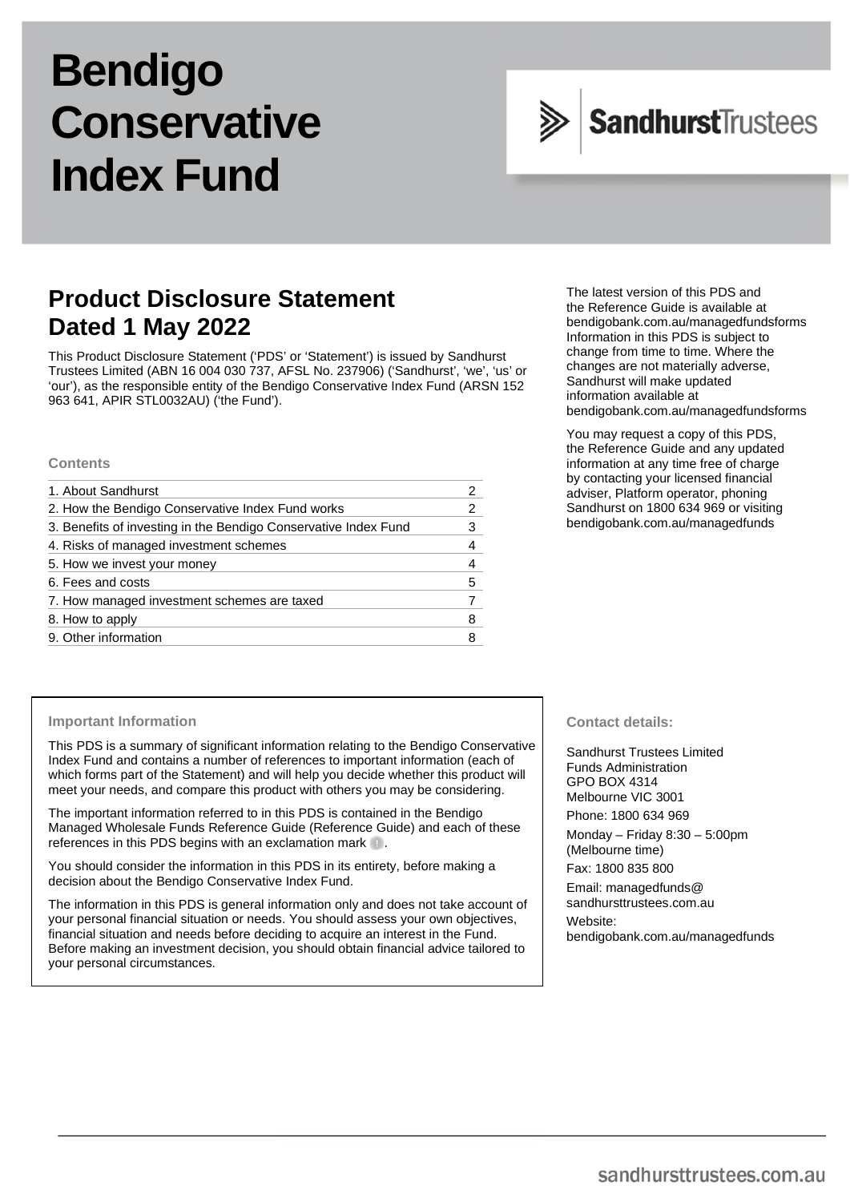# Bendigo Conservative Index Fund

SandhurstTrustees

## Product Disclosure Statement
## Dated 1 May 2022

This Product Disclosure Statement ('PDS' or 'Statement') is issued by Sandhurst Trustees Limited (ABN 16 004 030 737, AFSL No. 237906) ('Sandhurst', 'we', 'us' or 'our'), as the responsible entity of the Bendigo Conservative Index Fund (ARSN 152 963 641, APIR STL0032AU) ('the Fund').

The latest version of this PDS and the Reference Guide is available at bendigobank.com.au/managedfundsforms Information in this PDS is subject to change from time to time. Where the changes are not materially adverse, Sandhurst will make updated information available at bendigobank.com.au/managedfundsforms

You may request a copy of this PDS, the Reference Guide and any updated information at any time free of charge by contacting your licensed financial adviser, Platform operator, phoning Sandhurst on 1800 634 969 or visiting bendigobank.com.au/managedfunds

### Contents

| | |
|---|---|
| 1. About Sandhurst | 2 |
| 2. How the Bendigo Conservative Index Fund works | 2 |
| 3. Benefits of investing in the Bendigo Conservative Index Fund | 3 |
| 4. Risks of managed investment schemes | 4 |
| 5. How we invest your money | 4 |
| 6. Fees and costs | 5 |
| 7. How managed investment schemes are taxed | 7 |
| 8. How to apply | 8 |
| 9. Other information | 8 |

### Important Information

This PDS is a summary of significant information relating to the Bendigo Conservative Index Fund and contains a number of references to important information (each of which forms part of the Statement) and will help you decide whether this product will meet your needs, and compare this product with others you may be considering.

The important information referred to in this PDS is contained in the Bendigo Managed Wholesale Funds Reference Guide (Reference Guide) and each of these references in this PDS begins with an exclamation mark !.

You should consider the information in this PDS in its entirety, before making a decision about the Bendigo Conservative Index Fund.

The information in this PDS is general information only and does not take account of your personal financial situation or needs. You should assess your own objectives, financial situation and needs before deciding to acquire an interest in the Fund. Before making an investment decision, you should obtain financial advice tailored to your personal circumstances.

### Contact details:

Sandhurst Trustees Limited
Funds Administration
GPO BOX 4314
Melbourne VIC 3001

Phone: 1800 634 969

Monday – Friday 8:30 – 5:00pm (Melbourne time)

Fax: 1800 835 800

Email: managedfunds@sandhursttrustees.com.au

Website: bendigobank.com.au/managedfunds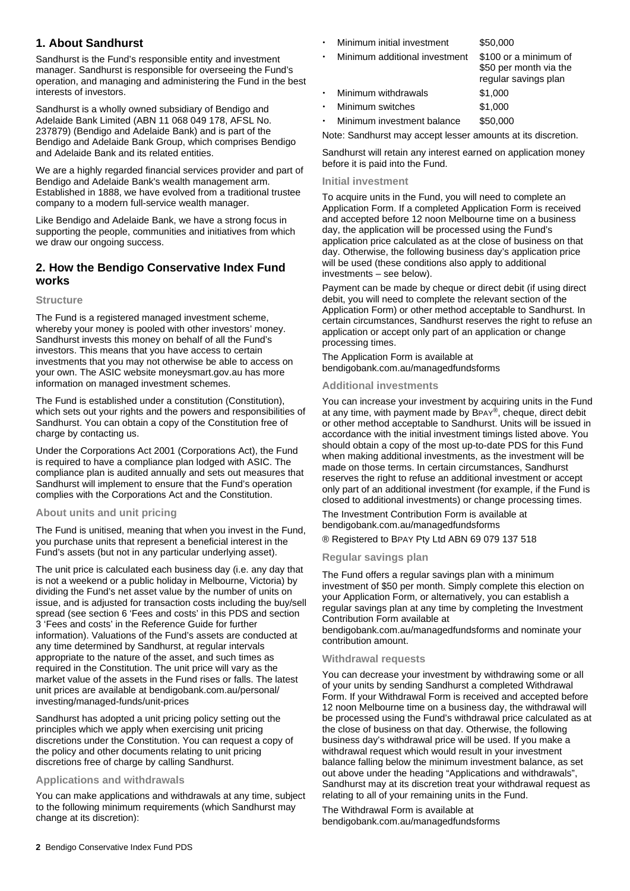## 1. About Sandhurst

Sandhurst is the Fund's responsible entity and investment manager. Sandhurst is responsible for overseeing the Fund's operation, and managing and administering the Fund in the best interests of investors.

Sandhurst is a wholly owned subsidiary of Bendigo and Adelaide Bank Limited (ABN 11 068 049 178, AFSL No. 237879) (Bendigo and Adelaide Bank) and is part of the Bendigo and Adelaide Bank Group, which comprises Bendigo and Adelaide Bank and its related entities.

We are a highly regarded financial services provider and part of Bendigo and Adelaide Bank's wealth management arm. Established in 1888, we have evolved from a traditional trustee company to a modern full-service wealth manager.

Like Bendigo and Adelaide Bank, we have a strong focus in supporting the people, communities and initiatives from which we draw our ongoing success.

## 2. How the Bendigo Conservative Index Fund works

### Structure

The Fund is a registered managed investment scheme, whereby your money is pooled with other investors' money. Sandhurst invests this money on behalf of all the Fund's investors. This means that you have access to certain investments that you may not otherwise be able to access on your own. The ASIC website moneysmart.gov.au has more information on managed investment schemes.

The Fund is established under a constitution (Constitution), which sets out your rights and the powers and responsibilities of Sandhurst. You can obtain a copy of the Constitution free of charge by contacting us.

Under the Corporations Act 2001 (Corporations Act), the Fund is required to have a compliance plan lodged with ASIC. The compliance plan is audited annually and sets out measures that Sandhurst will implement to ensure that the Fund's operation complies with the Corporations Act and the Constitution.

### About units and unit pricing

The Fund is unitised, meaning that when you invest in the Fund, you purchase units that represent a beneficial interest in the Fund's assets (but not in any particular underlying asset).

The unit price is calculated each business day (i.e. any day that is not a weekend or a public holiday in Melbourne, Victoria) by dividing the Fund's net asset value by the number of units on issue, and is adjusted for transaction costs including the buy/sell spread (see section 6 'Fees and costs' in this PDS and section 3 'Fees and costs' in the Reference Guide for further information). Valuations of the Fund's assets are conducted at any time determined by Sandhurst, at regular intervals appropriate to the nature of the asset, and such times as required in the Constitution. The unit price will vary as the market value of the assets in the Fund rises or falls. The latest unit prices are available at bendigobank.com.au/personal/investing/managed-funds/unit-prices

Sandhurst has adopted a unit pricing policy setting out the principles which we apply when exercising unit pricing discretions under the Constitution. You can request a copy of the policy and other documents relating to unit pricing discretions free of charge by calling Sandhurst.

### Applications and withdrawals

You can make applications and withdrawals at any time, subject to the following minimum requirements (which Sandhurst may change at its discretion):

- Minimum initial investment: $50,000
- Minimum additional investment: $100 or a minimum of $50 per month via the regular savings plan
- Minimum withdrawals: $1,000
- Minimum switches: $1,000
- Minimum investment balance: $50,000

Note: Sandhurst may accept lesser amounts at its discretion.

Sandhurst will retain any interest earned on application money before it is paid into the Fund.

### Initial investment

To acquire units in the Fund, you will need to complete an Application Form. If a completed Application Form is received and accepted before 12 noon Melbourne time on a business day, the application will be processed using the Fund's application price calculated as at the close of business on that day. Otherwise, the following business day's application price will be used (these conditions also apply to additional investments – see below).

Payment can be made by cheque or direct debit (if using direct debit, you will need to complete the relevant section of the Application Form) or other method acceptable to Sandhurst. In certain circumstances, Sandhurst reserves the right to refuse an application or accept only part of an application or change processing times.

The Application Form is available at bendigobank.com.au/managedfundsforms

### Additional investments

You can increase your investment by acquiring units in the Fund at any time, with payment made by BPAY®, cheque, direct debit or other method acceptable to Sandhurst. Units will be issued in accordance with the initial investment timings listed above. You should obtain a copy of the most up-to-date PDS for this Fund when making additional investments, as the investment will be made on those terms. In certain circumstances, Sandhurst reserves the right to refuse an additional investment or accept only part of an additional investment (for example, if the Fund is closed to additional investments) or change processing times.

The Investment Contribution Form is available at bendigobank.com.au/managedfundsforms

® Registered to BPAY Pty Ltd ABN 69 079 137 518

### Regular savings plan

The Fund offers a regular savings plan with a minimum investment of $50 per month. Simply complete this election on your Application Form, or alternatively, you can establish a regular savings plan at any time by completing the Investment Contribution Form available at bendigobank.com.au/managedfundsforms and nominate your contribution amount.

### Withdrawal requests

You can decrease your investment by withdrawing some or all of your units by sending Sandhurst a completed Withdrawal Form. If your Withdrawal Form is received and accepted before 12 noon Melbourne time on a business day, the withdrawal will be processed using the Fund's withdrawal price calculated as at the close of business on that day. Otherwise, the following business day's withdrawal price will be used. If you make a withdrawal request which would result in your investment balance falling below the minimum investment balance, as set out above under the heading "Applications and withdrawals", Sandhurst may at its discretion treat your withdrawal request as relating to all of your remaining units in the Fund.

The Withdrawal Form is available at bendigobank.com.au/managedfundsforms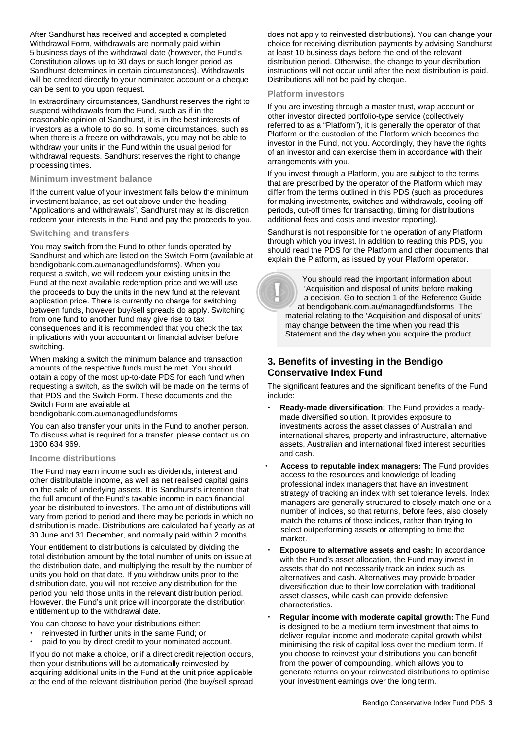After Sandhurst has received and accepted a completed Withdrawal Form, withdrawals are normally paid within 5 business days of the withdrawal date (however, the Fund's Constitution allows up to 30 days or such longer period as Sandhurst determines in certain circumstances). Withdrawals will be credited directly to your nominated account or a cheque can be sent to you upon request.

In extraordinary circumstances, Sandhurst reserves the right to suspend withdrawals from the Fund, such as if in the reasonable opinion of Sandhurst, it is in the best interests of investors as a whole to do so. In some circumstances, such as when there is a freeze on withdrawals, you may not be able to withdraw your units in the Fund within the usual period for withdrawal requests. Sandhurst reserves the right to change processing times.

### Minimum investment balance

If the current value of your investment falls below the minimum investment balance, as set out above under the heading "Applications and withdrawals", Sandhurst may at its discretion redeem your interests in the Fund and pay the proceeds to you.

### Switching and transfers

You may switch from the Fund to other funds operated by Sandhurst and which are listed on the Switch Form (available at bendigobank.com.au/managedfundsforms). When you request a switch, we will redeem your existing units in the Fund at the next available redemption price and we will use the proceeds to buy the units in the new fund at the relevant application price. There is currently no charge for switching between funds, however buy/sell spreads do apply. Switching from one fund to another fund may give rise to tax consequences and it is recommended that you check the tax implications with your accountant or financial adviser before switching.

When making a switch the minimum balance and transaction amounts of the respective funds must be met. You should obtain a copy of the most up-to-date PDS for each fund when requesting a switch, as the switch will be made on the terms of that PDS and the Switch Form. These documents and the Switch Form are available at
bendigobank.com.au/managedfundsforms

You can also transfer your units in the Fund to another person. To discuss what is required for a transfer, please contact us on 1800 634 969.

### Income distributions

The Fund may earn income such as dividends, interest and other distributable income, as well as net realised capital gains on the sale of underlying assets. It is Sandhurst's intention that the full amount of the Fund's taxable income in each financial year be distributed to investors. The amount of distributions will vary from period to period and there may be periods in which no distribution is made. Distributions are calculated half yearly as at 30 June and 31 December, and normally paid within 2 months.

Your entitlement to distributions is calculated by dividing the total distribution amount by the total number of units on issue at the distribution date, and multiplying the result by the number of units you hold on that date. If you withdraw units prior to the distribution date, you will not receive any distribution for the period you held those units in the relevant distribution period. However, the Fund's unit price will incorporate the distribution entitlement up to the withdrawal date.

You can choose to have your distributions either:

- reinvested in further units in the same Fund; or
- paid to you by direct credit to your nominated account.

If you do not make a choice, or if a direct credit rejection occurs, then your distributions will be automatically reinvested by acquiring additional units in the Fund at the unit price applicable at the end of the relevant distribution period (the buy/sell spread does not apply to reinvested distributions). You can change your choice for receiving distribution payments by advising Sandhurst at least 10 business days before the end of the relevant distribution period. Otherwise, the change to your distribution instructions will not occur until after the next distribution is paid. Distributions will not be paid by cheque.

### Platform investors

If you are investing through a master trust, wrap account or other investor directed portfolio-type service (collectively referred to as a "Platform"), it is generally the operator of that Platform or the custodian of the Platform which becomes the investor in the Fund, not you. Accordingly, they have the rights of an investor and can exercise them in accordance with their arrangements with you.

If you invest through a Platform, you are subject to the terms that are prescribed by the operator of the Platform which may differ from the terms outlined in this PDS (such as procedures for making investments, switches and withdrawals, cooling off periods, cut-off times for transacting, timing for distributions additional fees and costs and investor reporting).

Sandhurst is not responsible for the operation of any Platform through which you invest. In addition to reading this PDS, you should read the PDS for the Platform and other documents that explain the Platform, as issued by your Platform operator.

> You should read the important information about 'Acquisition and disposal of units' before making a decision. Go to section 1 of the Reference Guide at bendigobank.com.au/managedfundsforms The material relating to the 'Acquisition and disposal of units' may change between the time when you read this Statement and the day when you acquire the product.

## 3. Benefits of investing in the Bendigo Conservative Index Fund

The significant features and the significant benefits of the Fund include:

- **Ready-made diversification:** The Fund provides a ready-made diversified solution. It provides exposure to investments across the asset classes of Australian and international shares, property and infrastructure, alternative assets, Australian and international fixed interest securities and cash.
- **Access to reputable index managers:** The Fund provides access to the resources and knowledge of leading professional index managers that have an investment strategy of tracking an index with set tolerance levels. Index managers are generally structured to closely match one or a number of indices, so that returns, before fees, also closely match the returns of those indices, rather than trying to select outperforming assets or attempting to time the market.
- **Exposure to alternative assets and cash:** In accordance with the Fund's asset allocation, the Fund may invest in assets that do not necessarily track an index such as alternatives and cash. Alternatives may provide broader diversification due to their low correlation with traditional asset classes, while cash can provide defensive characteristics.
- **Regular income with moderate capital growth:** The Fund is designed to be a medium term investment that aims to deliver regular income and moderate capital growth whilst minimising the risk of capital loss over the medium term. If you choose to reinvest your distributions you can benefit from the power of compounding, which allows you to generate returns on your reinvested distributions to optimise your investment earnings over the long term.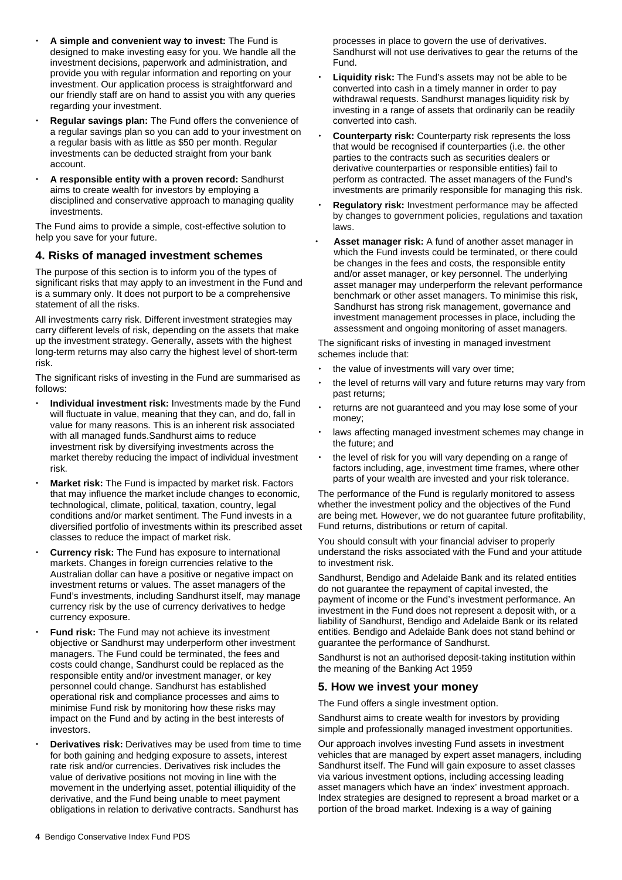- **A simple and convenient way to invest:** The Fund is designed to make investing easy for you. We handle all the investment decisions, paperwork and administration, and provide you with regular information and reporting on your investment. Our application process is straightforward and our friendly staff are on hand to assist you with any queries regarding your investment.
- **Regular savings plan:** The Fund offers the convenience of a regular savings plan so you can add to your investment on a regular basis with as little as $50 per month. Regular investments can be deducted straight from your bank account.
- **A responsible entity with a proven record:** Sandhurst aims to create wealth for investors by employing a disciplined and conservative approach to managing quality investments.

The Fund aims to provide a simple, cost-effective solution to help you save for your future.

## 4. Risks of managed investment schemes

The purpose of this section is to inform you of the types of significant risks that may apply to an investment in the Fund and is a summary only. It does not purport to be a comprehensive statement of all the risks.

All investments carry risk. Different investment strategies may carry different levels of risk, depending on the assets that make up the investment strategy. Generally, assets with the highest long-term returns may also carry the highest level of short-term risk.

The significant risks of investing in the Fund are summarised as follows:

- **Individual investment risk:** Investments made by the Fund will fluctuate in value, meaning that they can, and do, fall in value for many reasons. This is an inherent risk associated with all managed funds.Sandhurst aims to reduce investment risk by diversifying investments across the market thereby reducing the impact of individual investment risk.
- **Market risk:** The Fund is impacted by market risk. Factors that may influence the market include changes to economic, technological, climate, political, taxation, country, legal conditions and/or market sentiment. The Fund invests in a diversified portfolio of investments within its prescribed asset classes to reduce the impact of market risk.
- **Currency risk:** The Fund has exposure to international markets. Changes in foreign currencies relative to the Australian dollar can have a positive or negative impact on investment returns or values. The asset managers of the Fund's investments, including Sandhurst itself, may manage currency risk by the use of currency derivatives to hedge currency exposure.
- **Fund risk:** The Fund may not achieve its investment objective or Sandhurst may underperform other investment managers. The Fund could be terminated, the fees and costs could change, Sandhurst could be replaced as the responsible entity and/or investment manager, or key personnel could change. Sandhurst has established operational risk and compliance processes and aims to minimise Fund risk by monitoring how these risks may impact on the Fund and by acting in the best interests of investors.
- **Derivatives risk:** Derivatives may be used from time to time for both gaining and hedging exposure to assets, interest rate risk and/or currencies. Derivatives risk includes the value of derivative positions not moving in line with the movement in the underlying asset, potential illiquidity of the derivative, and the Fund being unable to meet payment obligations in relation to derivative contracts. Sandhurst has processes in place to govern the use of derivatives. Sandhurst will not use derivatives to gear the returns of the Fund.
- **Liquidity risk:** The Fund's assets may not be able to be converted into cash in a timely manner in order to pay withdrawal requests. Sandhurst manages liquidity risk by investing in a range of assets that ordinarily can be readily converted into cash.
- **Counterparty risk:** Counterparty risk represents the loss that would be recognised if counterparties (i.e. the other parties to the contracts such as securities dealers or derivative counterparties or responsible entities) fail to perform as contracted. The asset managers of the Fund's investments are primarily responsible for managing this risk.
- **Regulatory risk:** Investment performance may be affected by changes to government policies, regulations and taxation laws.
- **Asset manager risk:** A fund of another asset manager in which the Fund invests could be terminated, or there could be changes in the fees and costs, the responsible entity and/or asset manager, or key personnel. The underlying asset manager may underperform the relevant performance benchmark or other asset managers. To minimise this risk, Sandhurst has strong risk management, governance and investment management processes in place, including the assessment and ongoing monitoring of asset managers.

The significant risks of investing in managed investment schemes include that:

- the value of investments will vary over time;
- the level of returns will vary and future returns may vary from past returns;
- returns are not guaranteed and you may lose some of your money;
- laws affecting managed investment schemes may change in the future; and
- the level of risk for you will vary depending on a range of factors including, age, investment time frames, where other parts of your wealth are invested and your risk tolerance.

The performance of the Fund is regularly monitored to assess whether the investment policy and the objectives of the Fund are being met. However, we do not guarantee future profitability, Fund returns, distributions or return of capital.

You should consult with your financial adviser to properly understand the risks associated with the Fund and your attitude to investment risk.

Sandhurst, Bendigo and Adelaide Bank and its related entities do not guarantee the repayment of capital invested, the payment of income or the Fund's investment performance. An investment in the Fund does not represent a deposit with, or a liability of Sandhurst, Bendigo and Adelaide Bank or its related entities. Bendigo and Adelaide Bank does not stand behind or guarantee the performance of Sandhurst.

Sandhurst is not an authorised deposit-taking institution within the meaning of the Banking Act 1959

## 5. How we invest your money

The Fund offers a single investment option.

Sandhurst aims to create wealth for investors by providing simple and professionally managed investment opportunities.

Our approach involves investing Fund assets in investment vehicles that are managed by expert asset managers, including Sandhurst itself. The Fund will gain exposure to asset classes via various investment options, including accessing leading asset managers which have an 'index' investment approach. Index strategies are designed to represent a broad market or a portion of the broad market. Indexing is a way of gaining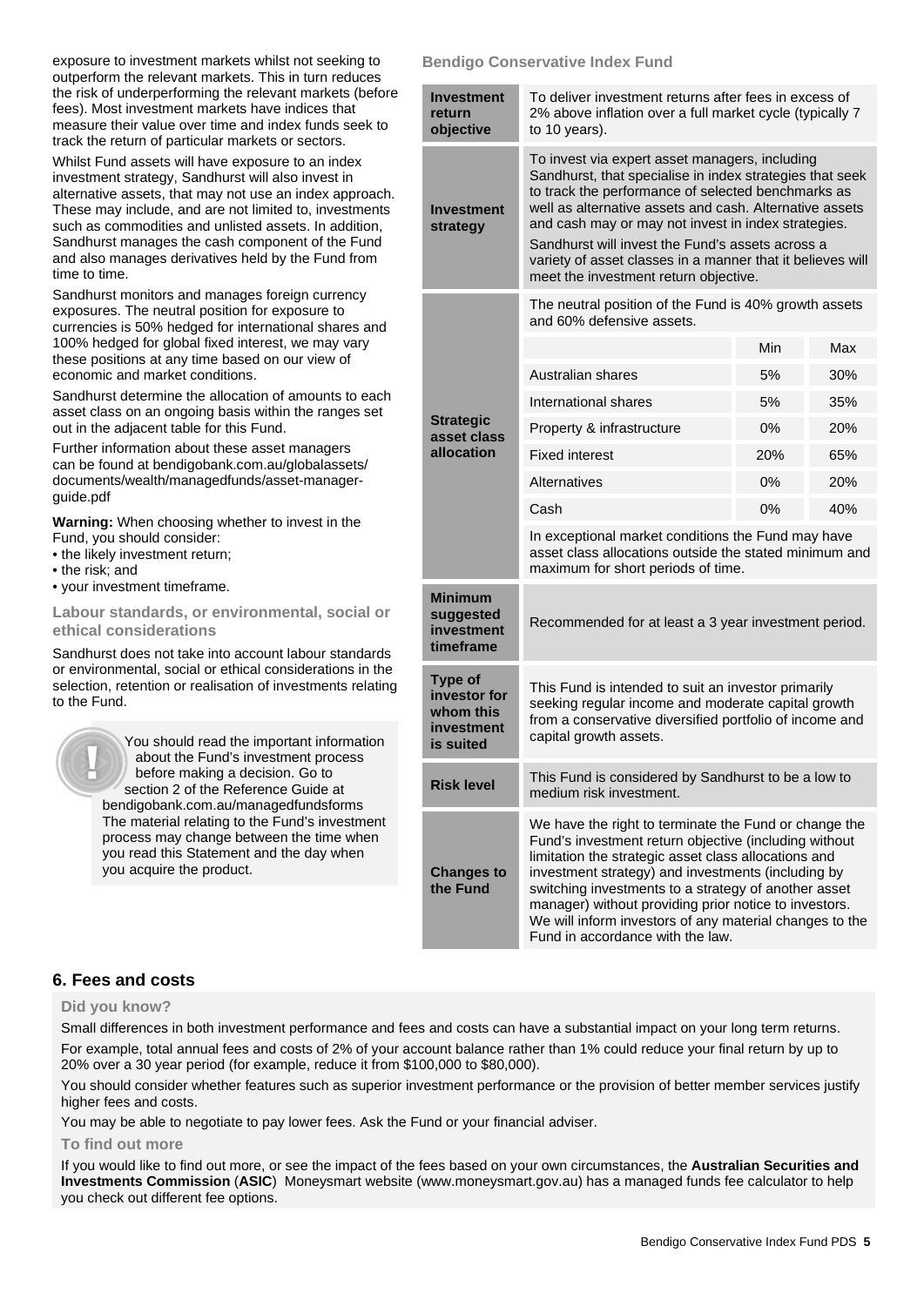exposure to investment markets whilst not seeking to outperform the relevant markets. This in turn reduces the risk of underperforming the relevant markets (before fees). Most investment markets have indices that measure their value over time and index funds seek to track the return of particular markets or sectors.

Whilst Fund assets will have exposure to an index investment strategy, Sandhurst will also invest in alternative assets, that may not use an index approach. These may include, and are not limited to, investments such as commodities and unlisted assets. In addition, Sandhurst manages the cash component of the Fund and also manages derivatives held by the Fund from time to time.

Sandhurst monitors and manages foreign currency exposures. The neutral position for exposure to currencies is 50% hedged for international shares and 100% hedged for global fixed interest, we may vary these positions at any time based on our view of economic and market conditions.

Sandhurst determine the allocation of amounts to each asset class on an ongoing basis within the ranges set out in the adjacent table for this Fund.

Further information about these asset managers can be found at bendigobank.com.au/globalassets/documents/wealth/managedfunds/asset-manager-guide.pdf

**Warning:** When choosing whether to invest in the Fund, you should consider:

- the likely investment return;
- the risk; and
- your investment timeframe.

### Labour standards, or environmental, social or ethical considerations

Sandhurst does not take into account labour standards or environmental, social or ethical considerations in the selection, retention or realisation of investments relating to the Fund.

You should read the important information about the Fund's investment process before making a decision. Go to section 2 of the Reference Guide at bendigobank.com.au/managedfundsforms The material relating to the Fund's investment process may change between the time when you read this Statement and the day when you acquire the product.

### Bendigo Conservative Index Fund

| | | | |
|---|---|---|---|
| **Investment return objective** | To deliver investment returns after fees in excess of 2% above inflation over a full market cycle (typically 7 to 10 years). | | |
| **Investment strategy** | To invest via expert asset managers, including Sandhurst, that specialise in index strategies that seek to track the performance of selected benchmarks as well as alternative assets and cash. Alternative assets and cash may or may not invest in index strategies.<br>Sandhurst will invest the Fund's assets across a variety of asset classes in a manner that it believes will meet the investment return objective. | | |
| **Strategic asset class allocation** | The neutral position of the Fund is 40% growth assets and 60% defensive assets. | | |
| | | Min | Max |
| | Australian shares | 5% | 30% |
| | International shares | 5% | 35% |
| | Property & infrastructure | 0% | 20% |
| | Fixed interest | 20% | 65% |
| | Alternatives | 0% | 20% |
| | Cash | 0% | 40% |
| | In exceptional market conditions the Fund may have asset class allocations outside the stated minimum and maximum for short periods of time. | | |
| **Minimum suggested investment timeframe** | Recommended for at least a 3 year investment period. | | |
| **Type of investor for whom this investment is suited** | This Fund is intended to suit an investor primarily seeking regular income and moderate capital growth from a conservative diversified portfolio of income and capital growth assets. | | |
| **Risk level** | This Fund is considered by Sandhurst to be a low to medium risk investment. | | |
| **Changes to the Fund** | We have the right to terminate the Fund or change the Fund's investment return objective (including without limitation the strategic asset class allocations and investment strategy) and investments (including by switching investments to a strategy of another asset manager) without providing prior notice to investors. We will inform investors of any material changes to the Fund in accordance with the law. | | |

## 6. Fees and costs

### Did you know?

Small differences in both investment performance and fees and costs can have a substantial impact on your long term returns.

For example, total annual fees and costs of 2% of your account balance rather than 1% could reduce your final return by up to 20% over a 30 year period (for example, reduce it from $100,000 to $80,000).

You should consider whether features such as superior investment performance or the provision of better member services justify higher fees and costs.

You may be able to negotiate to pay lower fees. Ask the Fund or your financial adviser.

### To find out more

If you would like to find out more, or see the impact of the fees based on your own circumstances, the **Australian Securities and Investments Commission** (**ASIC**) Moneysmart website (www.moneysmart.gov.au) has a managed funds fee calculator to help you check out different fee options.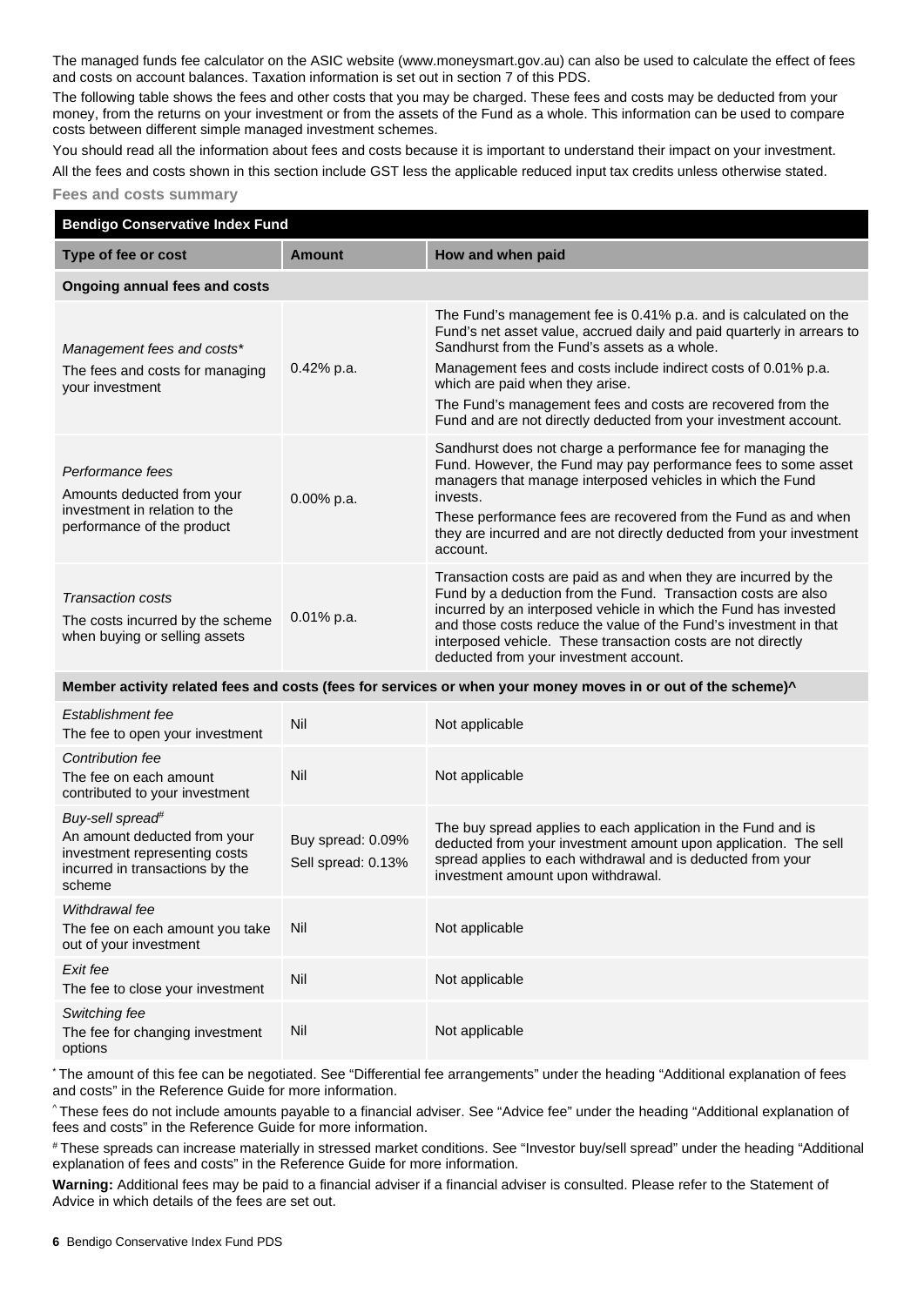The managed funds fee calculator on the ASIC website (www.moneysmart.gov.au) can also be used to calculate the effect of fees and costs on account balances. Taxation information is set out in section 7 of this PDS.

The following table shows the fees and other costs that you may be charged. These fees and costs may be deducted from your money, from the returns on your investment or from the assets of the Fund as a whole. This information can be used to compare costs between different simple managed investment schemes.

You should read all the information about fees and costs because it is important to understand their impact on your investment.

All the fees and costs shown in this section include GST less the applicable reduced input tax credits unless otherwise stated.

### Fees and costs summary

| **Bendigo Conservative Index Fund** | | |
|---|---|---|
| **Type of fee or cost** | **Amount** | **How and when paid** |
| **Ongoing annual fees and costs** | | |
| *Management fees and costs** <br> The fees and costs for managing your investment | 0.42% p.a. | The Fund's management fee is 0.41% p.a. and is calculated on the Fund's net asset value, accrued daily and paid quarterly in arrears to Sandhurst from the Fund's assets as a whole. <br> Management fees and costs include indirect costs of 0.01% p.a. which are paid when they arise. <br> The Fund's management fees and costs are recovered from the Fund and are not directly deducted from your investment account. |
| *Performance fees* <br> Amounts deducted from your investment in relation to the performance of the product | 0.00% p.a. | Sandhurst does not charge a performance fee for managing the Fund. However, the Fund may pay performance fees to some asset managers that manage interposed vehicles in which the Fund invests. <br> These performance fees are recovered from the Fund as and when they are incurred and are not directly deducted from your investment account. |
| *Transaction costs* <br> The costs incurred by the scheme when buying or selling assets | 0.01% p.a. | Transaction costs are paid as and when they are incurred by the Fund by a deduction from the Fund. Transaction costs are also incurred by an interposed vehicle in which the Fund has invested and those costs reduce the value of the Fund's investment in that interposed vehicle. These transaction costs are not directly deducted from your investment account. |
| **Member activity related fees and costs (fees for services or when your money moves in or out of the scheme)^** | | |
| *Establishment fee* <br> The fee to open your investment | Nil | Not applicable |
| *Contribution fee* <br> The fee on each amount contributed to your investment | Nil | Not applicable |
| *Buy-sell spread#* <br> An amount deducted from your investment representing costs incurred in transactions by the scheme | Buy spread: 0.09% <br> Sell spread: 0.13% | The buy spread applies to each application in the Fund and is deducted from your investment amount upon application. The sell spread applies to each withdrawal and is deducted from your investment amount upon withdrawal. |
| *Withdrawal fee* <br> The fee on each amount you take out of your investment | Nil | Not applicable |
| *Exit fee* <br> The fee to close your investment | Nil | Not applicable |
| *Switching fee* <br> The fee for changing investment options | Nil | Not applicable |

[*] The amount of this fee can be negotiated. See "Differential fee arrangements" under the heading "Additional explanation of fees and costs" in the Reference Guide for more information.

[^] These fees do not include amounts payable to a financial adviser. See "Advice fee" under the heading "Additional explanation of fees and costs" in the Reference Guide for more information.

[#] These spreads can increase materially in stressed market conditions. See "Investor buy/sell spread" under the heading "Additional explanation of fees and costs" in the Reference Guide for more information.

**Warning:** Additional fees may be paid to a financial adviser if a financial adviser is consulted. Please refer to the Statement of Advice in which details of the fees are set out.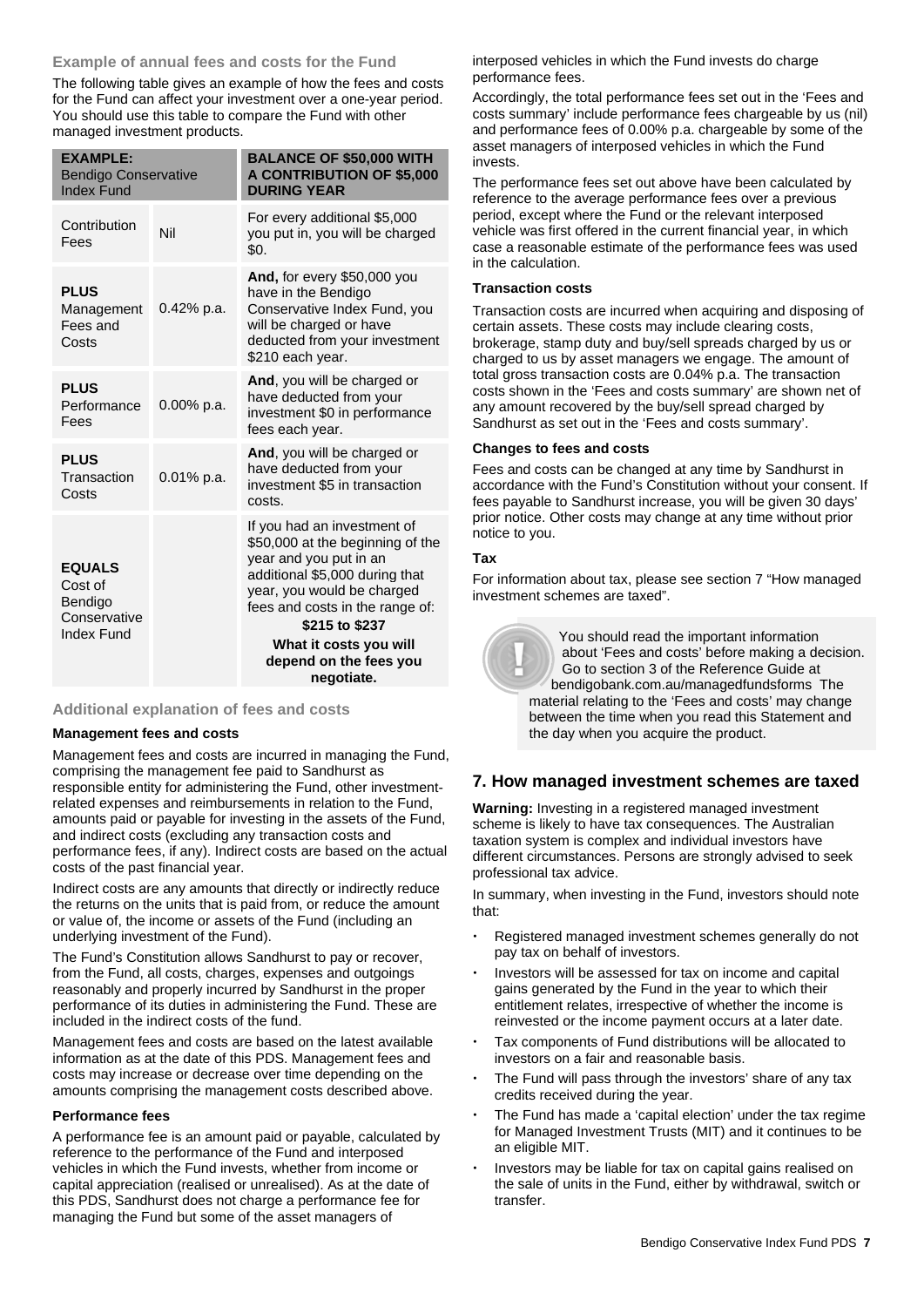### Example of annual fees and costs for the Fund

The following table gives an example of how the fees and costs for the Fund can affect your investment over a one-year period. You should use this table to compare the Fund with other managed investment products.

| **EXAMPLE:** Bendigo Conservative Index Fund | | **BALANCE OF $50,000 WITH A CONTRIBUTION OF $5,000 DURING YEAR** |
|---|---|---|
| Contribution Fees | Nil | For every additional $5,000 you put in, you will be charged $0. |
| **PLUS** Management Fees and Costs | 0.42% p.a. | **And,** for every $50,000 you have in the Bendigo Conservative Index Fund, you will be charged or have deducted from your investment $210 each year. |
| **PLUS** Performance Fees | 0.00% p.a. | **And**, you will be charged or have deducted from your investment $0 in performance fees each year. |
| **PLUS** Transaction Costs | 0.01% p.a. | **And**, you will be charged or have deducted from your investment $5 in transaction costs. |
| **EQUALS** Cost of Bendigo Conservative Index Fund | | If you had an investment of $50,000 at the beginning of the year and you put in an additional $5,000 during that year, you would be charged fees and costs in the range of: **$215 to $237** **What it costs you will depend on the fees you negotiate.** |

### Additional explanation of fees and costs

#### Management fees and costs

Management fees and costs are incurred in managing the Fund, comprising the management fee paid to Sandhurst as responsible entity for administering the Fund, other investment-related expenses and reimbursements in relation to the Fund, amounts paid or payable for investing in the assets of the Fund, and indirect costs (excluding any transaction costs and performance fees, if any). Indirect costs are based on the actual costs of the past financial year.

Indirect costs are any amounts that directly or indirectly reduce the returns on the units that is paid from, or reduce the amount or value of, the income or assets of the Fund (including an underlying investment of the Fund).

The Fund's Constitution allows Sandhurst to pay or recover, from the Fund, all costs, charges, expenses and outgoings reasonably and properly incurred by Sandhurst in the proper performance of its duties in administering the Fund. These are included in the indirect costs of the fund.

Management fees and costs are based on the latest available information as at the date of this PDS. Management fees and costs may increase or decrease over time depending on the amounts comprising the management costs described above.

#### Performance fees

A performance fee is an amount paid or payable, calculated by reference to the performance of the Fund and interposed vehicles in which the Fund invests, whether from income or capital appreciation (realised or unrealised). As at the date of this PDS, Sandhurst does not charge a performance fee for managing the Fund but some of the asset managers of interposed vehicles in which the Fund invests do charge performance fees.

Accordingly, the total performance fees set out in the 'Fees and costs summary' include performance fees chargeable by us (nil) and performance fees of 0.00% p.a. chargeable by some of the asset managers of interposed vehicles in which the Fund invests.

The performance fees set out above have been calculated by reference to the average performance fees over a previous period, except where the Fund or the relevant interposed vehicle was first offered in the current financial year, in which case a reasonable estimate of the performance fees was used in the calculation.

#### Transaction costs

Transaction costs are incurred when acquiring and disposing of certain assets. These costs may include clearing costs, brokerage, stamp duty and buy/sell spreads charged by us or charged to us by asset managers we engage. The amount of total gross transaction costs are 0.04% p.a. The transaction costs shown in the 'Fees and costs summary' are shown net of any amount recovered by the buy/sell spread charged by Sandhurst as set out in the 'Fees and costs summary'.

#### Changes to fees and costs

Fees and costs can be changed at any time by Sandhurst in accordance with the Fund's Constitution without your consent. If fees payable to Sandhurst increase, you will be given 30 days' prior notice. Other costs may change at any time without prior notice to you.

#### Tax

For information about tax, please see section 7 "How managed investment schemes are taxed".

You should read the important information about 'Fees and costs' before making a decision. Go to section 3 of the Reference Guide at bendigobank.com.au/managedfundsforms The material relating to the 'Fees and costs' may change between the time when you read this Statement and the day when you acquire the product.

## 7. How managed investment schemes are taxed

**Warning:** Investing in a registered managed investment scheme is likely to have tax consequences. The Australian taxation system is complex and individual investors have different circumstances. Persons are strongly advised to seek professional tax advice.

In summary, when investing in the Fund, investors should note that:

- Registered managed investment schemes generally do not pay tax on behalf of investors.
- Investors will be assessed for tax on income and capital gains generated by the Fund in the year to which their entitlement relates, irrespective of whether the income is reinvested or the income payment occurs at a later date.
- Tax components of Fund distributions will be allocated to investors on a fair and reasonable basis.
- The Fund will pass through the investors' share of any tax credits received during the year.
- The Fund has made a 'capital election' under the tax regime for Managed Investment Trusts (MIT) and it continues to be an eligible MIT.
- Investors may be liable for tax on capital gains realised on the sale of units in the Fund, either by withdrawal, switch or transfer.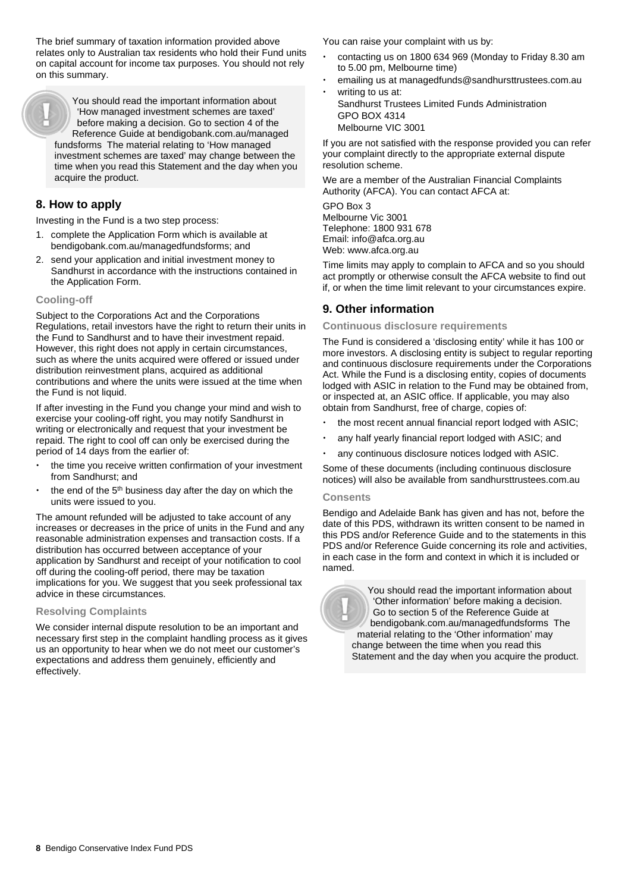The brief summary of taxation information provided above relates only to Australian tax residents who hold their Fund units on capital account for income tax purposes. You should not rely on this summary.

You should read the important information about 'How managed investment schemes are taxed' before making a decision. Go to section 4 of the Reference Guide at bendigobank.com.au/managedfundsforms The material relating to 'How managed investment schemes are taxed' may change between the time when you read this Statement and the day when you acquire the product.

## 8. How to apply

Investing in the Fund is a two step process:

1. complete the Application Form which is available at bendigobank.com.au/managedfundsforms; and
2. send your application and initial investment money to Sandhurst in accordance with the instructions contained in the Application Form.

### Cooling-off

Subject to the Corporations Act and the Corporations Regulations, retail investors have the right to return their units in the Fund to Sandhurst and to have their investment repaid. However, this right does not apply in certain circumstances, such as where the units acquired were offered or issued under distribution reinvestment plans, acquired as additional contributions and where the units were issued at the time when the Fund is not liquid.

If after investing in the Fund you change your mind and wish to exercise your cooling-off right, you may notify Sandhurst in writing or electronically and request that your investment be repaid. The right to cool off can only be exercised during the period of 14 days from the earlier of:

- the time you receive written confirmation of your investment from Sandhurst; and
- the end of the 5th business day after the day on which the units were issued to you.

The amount refunded will be adjusted to take account of any increases or decreases in the price of units in the Fund and any reasonable administration expenses and transaction costs. If a distribution has occurred between acceptance of your application by Sandhurst and receipt of your notification to cool off during the cooling-off period, there may be taxation implications for you. We suggest that you seek professional tax advice in these circumstances.

### Resolving Complaints

We consider internal dispute resolution to be an important and necessary first step in the complaint handling process as it gives us an opportunity to hear when we do not meet our customer's expectations and address them genuinely, efficiently and effectively.

You can raise your complaint with us by:

- contacting us on 1800 634 969 (Monday to Friday 8.30 am to 5.00 pm, Melbourne time)
- emailing us at managedfunds@sandhursttrustees.com.au
- writing to us at:
  Sandhurst Trustees Limited Funds Administration
  GPO BOX 4314
  Melbourne VIC 3001

If you are not satisfied with the response provided you can refer your complaint directly to the appropriate external dispute resolution scheme.

We are a member of the Australian Financial Complaints Authority (AFCA). You can contact AFCA at:

GPO Box 3
Melbourne Vic 3001
Telephone: 1800 931 678
Email: info@afca.org.au
Web: www.afca.org.au

Time limits may apply to complain to AFCA and so you should act promptly or otherwise consult the AFCA website to find out if, or when the time limit relevant to your circumstances expire.

## 9. Other information

### Continuous disclosure requirements

The Fund is considered a 'disclosing entity' while it has 100 or more investors. A disclosing entity is subject to regular reporting and continuous disclosure requirements under the Corporations Act. While the Fund is a disclosing entity, copies of documents lodged with ASIC in relation to the Fund may be obtained from, or inspected at, an ASIC office. If applicable, you may also obtain from Sandhurst, free of charge, copies of:

- the most recent annual financial report lodged with ASIC;
- any half yearly financial report lodged with ASIC; and
- any continuous disclosure notices lodged with ASIC.

Some of these documents (including continuous disclosure notices) will also be available from sandhursttrustees.com.au

### Consents

Bendigo and Adelaide Bank has given and has not, before the date of this PDS, withdrawn its written consent to be named in this PDS and/or Reference Guide and to the statements in this PDS and/or Reference Guide concerning its role and activities, in each case in the form and context in which it is included or named.

You should read the important information about 'Other information' before making a decision. Go to section 5 of the Reference Guide at bendigobank.com.au/managedfundsforms The material relating to the 'Other information' may change between the time when you read this Statement and the day when you acquire the product.